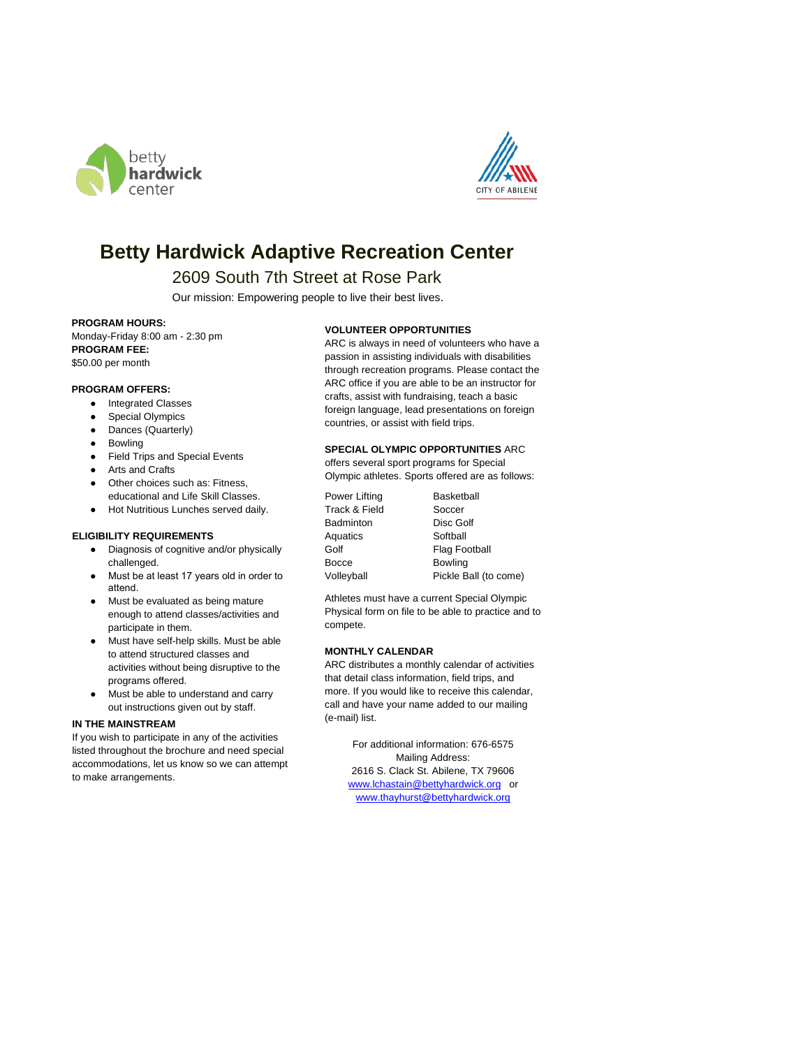# Betty Hardwick Adaptive Recreation Center

## 2609 South 7th Street at Rose Park

Our mission: Empowering people to live their best lives.

**PROGRAM HOURS:**
Monday-Friday 8:00 am - 2:30 pm
**PROGRAM FEE:**
$50.00 per month

**PROGRAM OFFERS:**

- Integrated Classes
- Special Olympics
- Dances (Quarterly)
- Bowling
- Field Trips and Special Events
- Arts and Crafts
- Other choices such as: Fitness, educational and Life Skill Classes.
- Hot Nutritious Lunches served daily.

**ELIGIBILITY REQUIREMENTS**

- Diagnosis of cognitive and/or physically challenged.
- Must be at least 17 years old in order to attend.
- Must be evaluated as being mature enough to attend classes/activities and participate in them.
- Must have self-help skills. Must be able to attend structured classes and activities without being disruptive to the programs offered.
- Must be able to understand and carry out instructions given out by staff.

**IN THE MAINSTREAM**
If you wish to participate in any of the activities listed throughout the brochure and need special accommodations, let us know so we can attempt to make arrangements.

**VOLUNTEER OPPORTUNITIES**
ARC is always in need of volunteers who have a passion in assisting individuals with disabilities through recreation programs. Please contact the ARC office if you are able to be an instructor for crafts, assist with fundraising, teach a basic foreign language, lead presentations on foreign countries, or assist with field trips.

**SPECIAL OLYMPIC OPPORTUNITIES** ARC offers several sport programs for Special Olympic athletes. Sports offered are as follows:

| | |
|---|---|
| Power Lifting | Basketball |
| Track & Field | Soccer |
| Badminton | Disc Golf |
| Aquatics | Softball |
| Golf | Flag Football |
| Bocce | Bowling |
| Volleyball | Pickle Ball (to come) |

Athletes must have a current Special Olympic Physical form on file to be able to practice and to compete.

**MONTHLY CALENDAR**
ARC distributes a monthly calendar of activities that detail class information, field trips, and more. If you would like to receive this calendar, call and have your name added to our mailing (e-mail) list.

For additional information: 676-6575
Mailing Address:
2616 S. Clack St. Abilene, TX 79606
www.lchastain@bettyhardwick.org or
www.thayhurst@bettyhardwick.org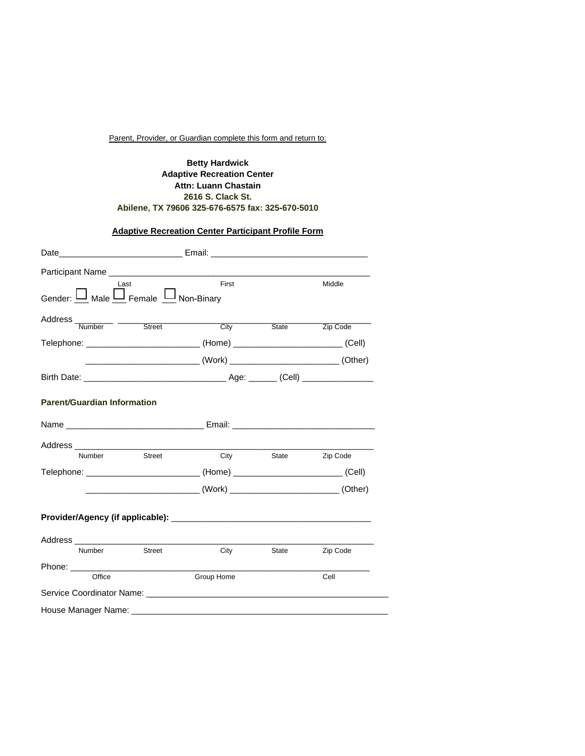Parent, Provider, or Guardian complete this form and return to:

**Betty Hardwick**
**Adaptive Recreation Center**
**Attn: Luann Chastain**
**2616 S. Clack St.**
**Abilene, TX 79606 325-676-6575 fax: 325-670-5010**

## Adaptive Recreation Center Participant Profile Form

Date__________________________ Email: ________________________________

Participant Name ______________________________________________________
Last First Middle

Gender: ☐ ___ Male ☐ ___ Female ☐ ___ Non-Binary

Address ________ ______________________________________________________
Number Street City State Zip Code

Telephone: _______________________ (Home) ______________________ (Cell)

_______________________ (Work) ______________________ (Other)

Birth Date: ______________________________ Age: ______ (Cell) _______________

**Parent/Guardian Information**

Name _____________________________ Email: ______________________________

Address ______________________________________________________________
Number Street City State Zip Code

Telephone: _______________________ (Home) ______________________ (Cell)

_______________________ (Work) ______________________ (Other)

**Provider/Agency (if applicable):** __________________________________________

Address ______________________________________________________________
Number Street City State Zip Code

Phone: _______________________________________________________________
Office Group Home Cell

Service Coordinator Name: ____________________________________________________

House Manager Name: ________________________________________________________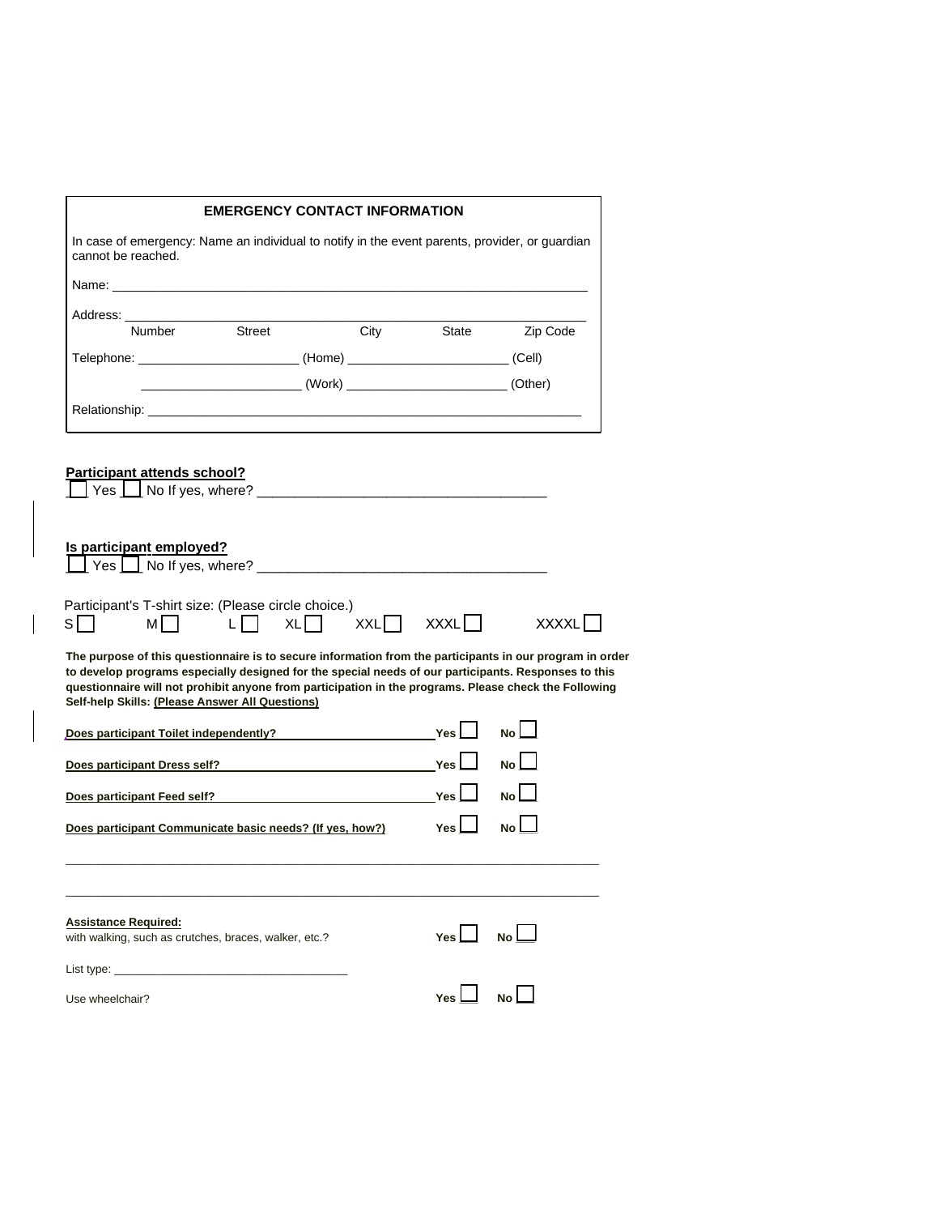## EMERGENCY CONTACT INFORMATION

In case of emergency: Name an individual to notify in the event parents, provider, or guardian cannot be reached.

Name: ___________________________________________________________________

Address: _________________________________________________________________
Number Street City State Zip Code

Telephone: _______________________ (Home) _______________________ (Cell)

_______________________ (Work) _______________________ (Other)

Relationship: _______________________________________________________________

**Participant attends school?**
☐ Yes ☐ No If yes, where? ______________________________________

**Is participant employed?**
☐ Yes ☐ No If yes, where? ______________________________________

Participant's T-shirt size: (Please circle choice.)
S ☐ M ☐ L ☐ XL ☐ XXL ☐ XXXL ☐ XXXXL ☐

**The purpose of this questionnaire is to secure information from the participants in our program in order to develop programs especially designed for the special needs of our participants. Responses to this questionnaire will not prohibit anyone from participation in the programs. Please check the Following Self-help Skills: Please Answer All Questions)**

**Does participant Toilet independently?** Yes ☐ No ☐

**Does participant Dress self?** Yes ☐ No ☐

**Does participant Feed self?** Yes ☐ No ☐

**Does participant Communicate basic needs? (If yes, how?)** Yes ☐ No ☐

_____________________________________________________________________________

_____________________________________________________________________________

**Assistance Required:**
with walking, such as crutches, braces, walker, etc.? Yes ☐ No ☐

List type: ____________________________________

Use wheelchair? Yes ☐ No ☐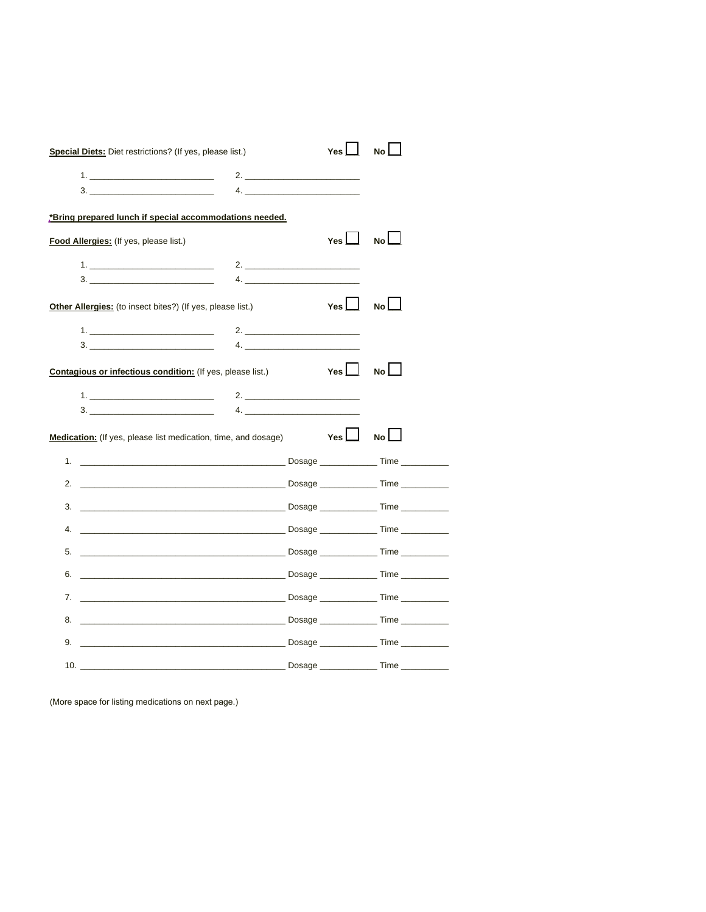**Special Diets:** Diet restrictions? (If yes, please list.) **Yes** ☐ **No** ☐

1. ____________________________ 2. ____________________________
3. ____________________________ 4. ____________________________

**\*Bring prepared lunch if special accommodations needed.**

**Food Allergies:** (If yes, please list.) **Yes** ☐ **No** ☐

1. ____________________________ 2. ____________________________
3. ____________________________ 4. ____________________________

**Other Allergies:** (to insect bites?) (If yes, please list.) **Yes** ☐ **No** ☐

1. ____________________________ 2. ____________________________
3. ____________________________ 4. ____________________________

**Contagious or infectious condition:** (If yes, please list.) **Yes** ☐ **No** ☐

1. ____________________________ 2. ____________________________
3. ____________________________ 4. ____________________________

**Medication:** (If yes, please list medication, time, and dosage) **Yes** ☐ **No** ☐

1. ____________________________________________ Dosage ____________ Time __________
2. ____________________________________________ Dosage ____________ Time __________
3. ____________________________________________ Dosage ____________ Time __________
4. ____________________________________________ Dosage ____________ Time __________
5. ____________________________________________ Dosage ____________ Time __________
6. ____________________________________________ Dosage ____________ Time __________
7. ____________________________________________ Dosage ____________ Time __________
8. ____________________________________________ Dosage ____________ Time __________
9. ____________________________________________ Dosage ____________ Time __________
10. ____________________________________________ Dosage ____________ Time __________

(More space for listing medications on next page.)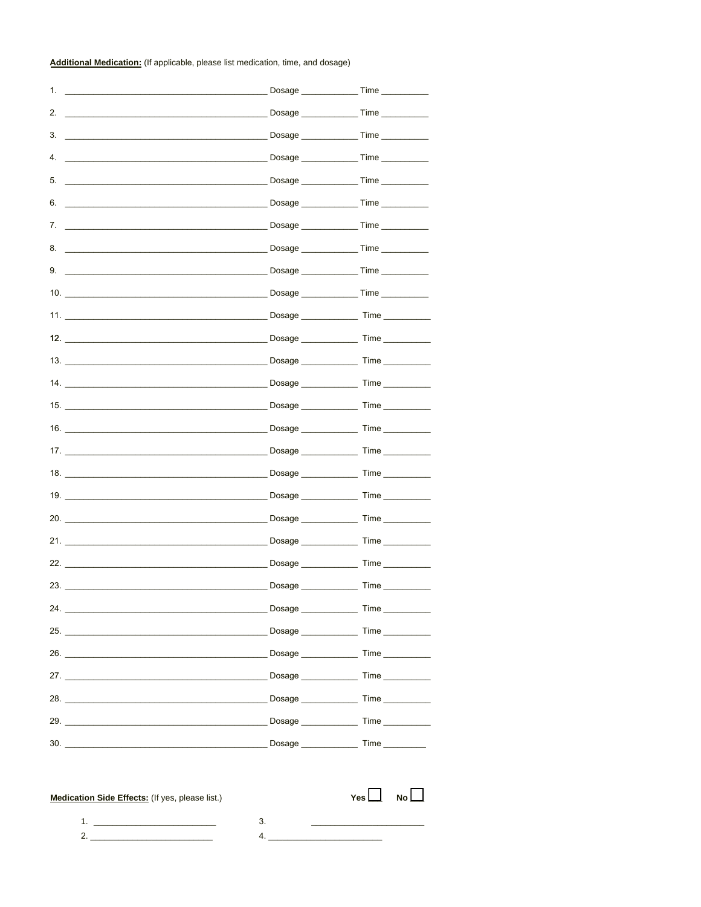**Additional Medication:** (If applicable, please list medication, time, and dosage)

1. ____________________________________________ Dosage ____________ Time __________
2. ____________________________________________ Dosage ____________ Time __________
3. ____________________________________________ Dosage ____________ Time __________
4. ____________________________________________ Dosage ____________ Time __________
5. ____________________________________________ Dosage ____________ Time __________
6. ____________________________________________ Dosage ____________ Time __________
7. ____________________________________________ Dosage ____________ Time __________
8. ____________________________________________ Dosage ____________ Time __________
9. ____________________________________________ Dosage ____________ Time __________
10. ____________________________________________ Dosage ____________ Time __________
11. ____________________________________________ Dosage ____________ Time __________
12. ____________________________________________ Dosage ____________ Time __________
13. ____________________________________________ Dosage ____________ Time __________
14. ____________________________________________ Dosage ____________ Time __________
15. ____________________________________________ Dosage ____________ Time __________
16. ____________________________________________ Dosage ____________ Time __________
17. ____________________________________________ Dosage ____________ Time __________
18. ____________________________________________ Dosage ____________ Time __________
19. ____________________________________________ Dosage ____________ Time __________
20. ____________________________________________ Dosage ____________ Time __________
21. ____________________________________________ Dosage ____________ Time __________
22. ____________________________________________ Dosage ____________ Time __________
23. ____________________________________________ Dosage ____________ Time __________
24. ____________________________________________ Dosage ____________ Time __________
25. ____________________________________________ Dosage ____________ Time __________
26. ____________________________________________ Dosage ____________ Time __________
27. ____________________________________________ Dosage ____________ Time __________
28. ____________________________________________ Dosage ____________ Time __________
29. ____________________________________________ Dosage ____________ Time __________
30. ____________________________________________ Dosage ____________ Time _________

**Medication Side Effects:** (If yes, please list.) **Yes** ☐ **No** ☐

1. __________________________
2. __________________________
3. ________________________
4. ________________________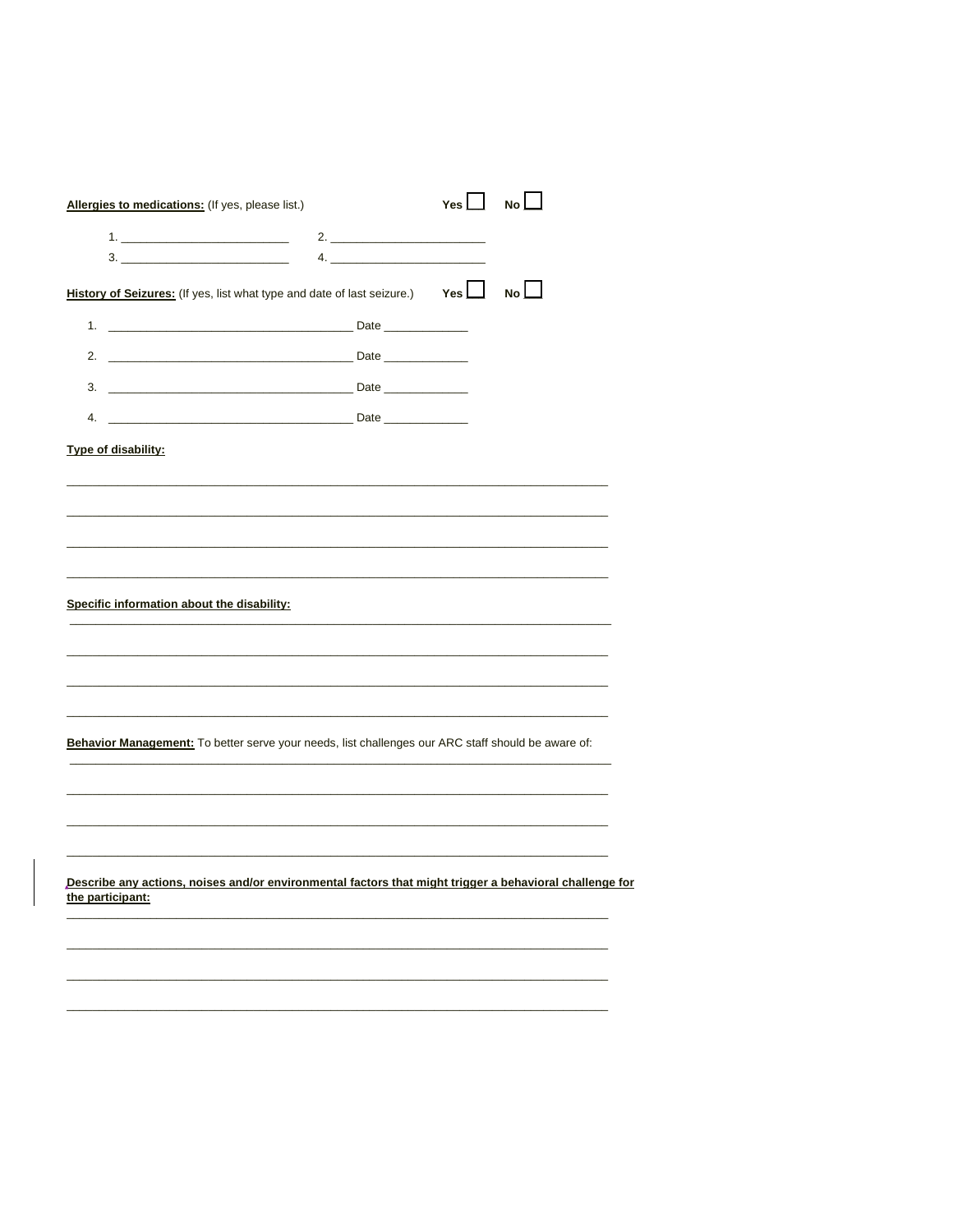**Allergies to medications:** (If yes, please list.) Yes ☐ No ☐

1. ______________________ 2. ______________________
3. ______________________ 4. ______________________

**History of Seizures:** (If yes, list what type and date of last seizure.) Yes ☐ No ☐

1. ________________________________ Date ____________
2. ________________________________ Date ____________
3. ________________________________ Date ____________
4. ________________________________ Date ____________

**Type of disability:**

______________________________________________________________________________

______________________________________________________________________________

______________________________________________________________________________

______________________________________________________________________________

**Specific information about the disability:**

______________________________________________________________________________

______________________________________________________________________________

______________________________________________________________________________

______________________________________________________________________________

**Behavior Management:** To better serve your needs, list challenges our ARC staff should be aware of:

______________________________________________________________________________

______________________________________________________________________________

______________________________________________________________________________

______________________________________________________________________________

**Describe any actions, noises and/or environmental factors that might trigger a behavioral challenge for the participant:**

______________________________________________________________________________

______________________________________________________________________________

______________________________________________________________________________

______________________________________________________________________________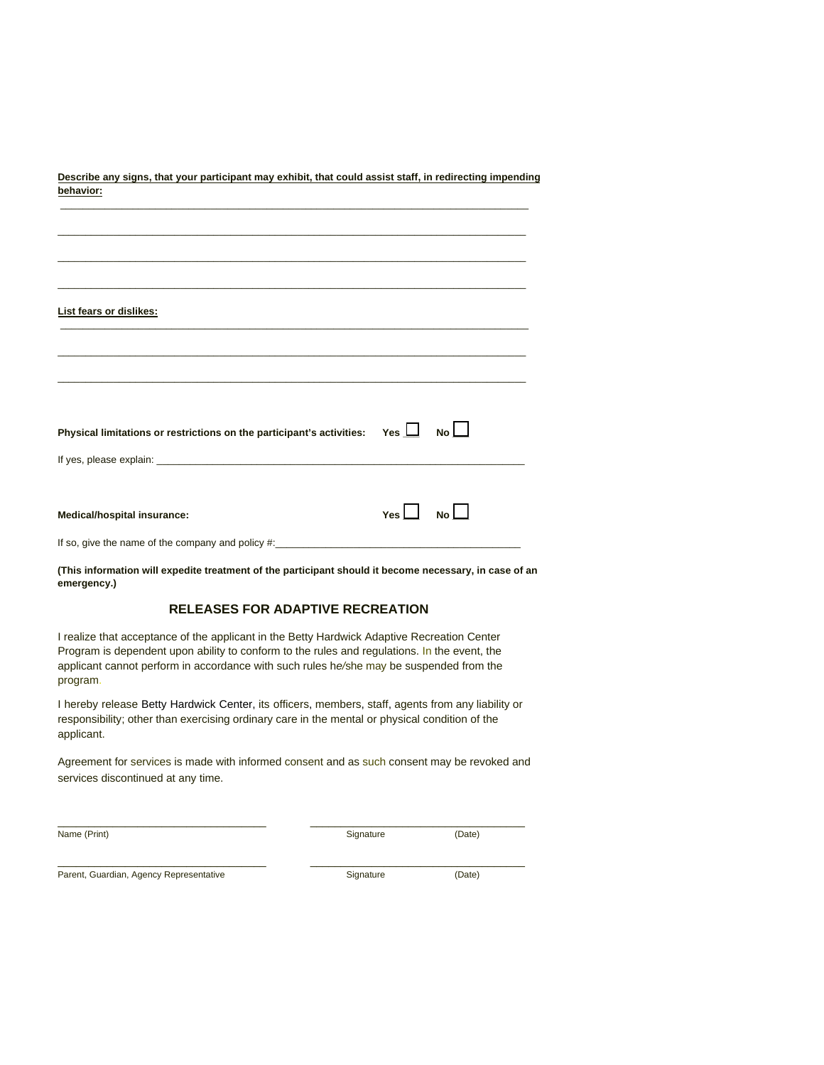**Describe any signs, that your participant may exhibit, that could assist staff, in redirecting impending behavior:**

________________________________________________________________________________

________________________________________________________________________________

________________________________________________________________________________

________________________________________________________________________________

**List fears or dislikes:**

________________________________________________________________________________

________________________________________________________________________________

________________________________________________________________________________

**Physical limitations or restrictions on the participant's activities:** **Yes** ☐ **No** ☐

If yes, please explain: ________________________________________________________________

**Medical/hospital insurance:** **Yes** ☐ **No** ☐

If so, give the name of the company and policy #:____________________________________________

**(This information will expedite treatment of the participant should it become necessary, in case of an emergency.)**

## RELEASES FOR ADAPTIVE RECREATION

I realize that acceptance of the applicant in the Betty Hardwick Adaptive Recreation Center Program is dependent upon ability to conform to the rules and regulations. In the event, the applicant cannot perform in accordance with such rules he/she may be suspended from the program.

I hereby release Betty Hardwick Center, its officers, members, staff, agents from any liability or responsibility; other than exercising ordinary care in the mental or physical condition of the applicant.

Agreement for services is made with informed consent and as such consent may be revoked and services discontinued at any time.

___________________________________ ___________________________________

Name (Print) Signature (Date)

___________________________________ ___________________________________

Parent, Guardian, Agency Representative Signature (Date)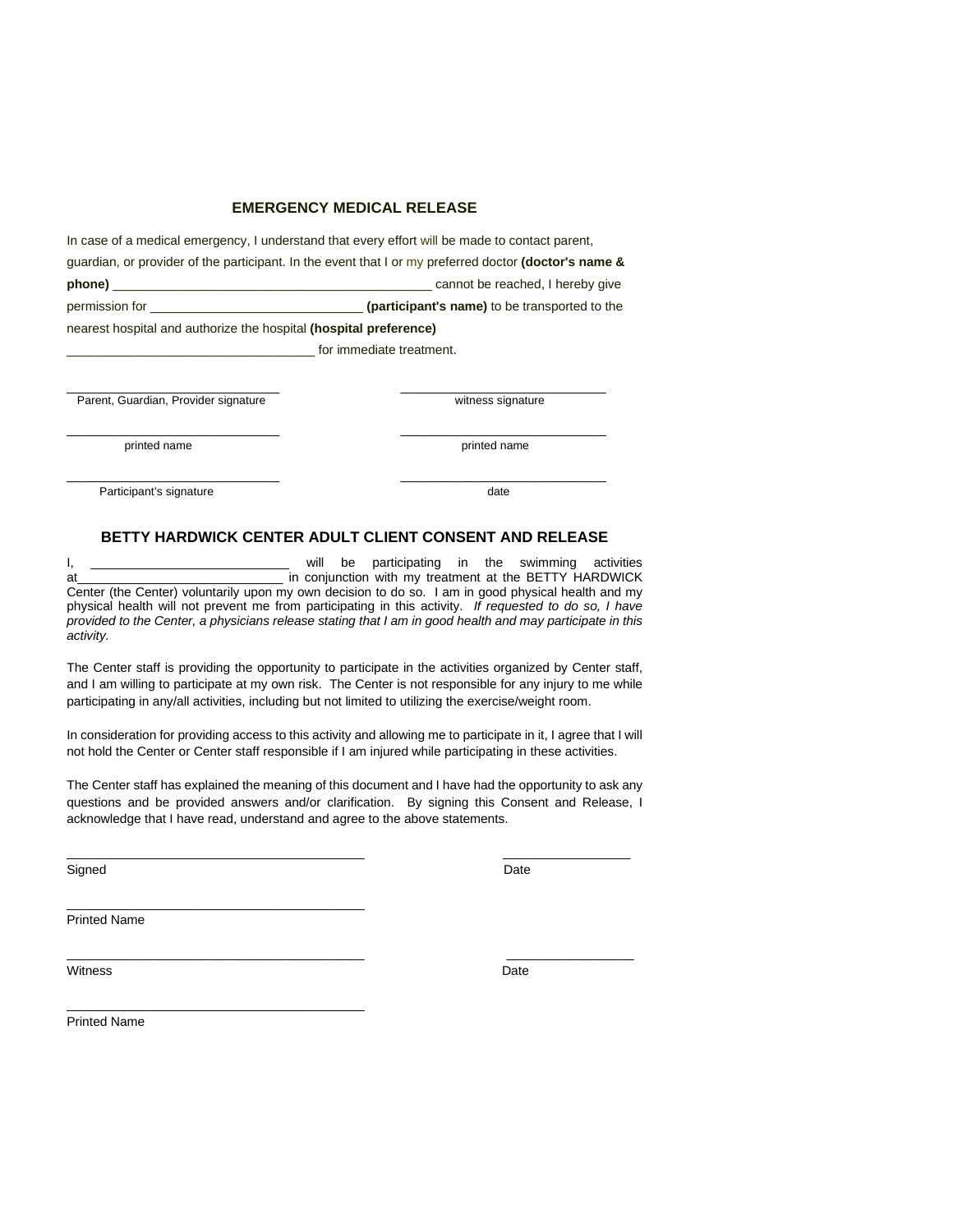## EMERGENCY MEDICAL RELEASE

In case of a medical emergency, I understand that every effort will be made to contact parent, guardian, or provider of the participant. In the event that I or my preferred doctor **(doctor's name & phone)** ____________________________________________ cannot be reached, I hereby give permission for _____________________________ **(participant's name)** to be transported to the nearest hospital and authorize the hospital **(hospital preference)** __________________________________ for immediate treatment.

| | |
|---|---|
| ______________________________ | _____________________________ |
| Parent, Guardian, Provider signature | witness signature |
| ______________________________ | _____________________________ |
| printed name | printed name |
| ______________________________ | _____________________________ |
| Participant's signature | date |

## BETTY HARDWICK CENTER ADULT CLIENT CONSENT AND RELEASE

I, ____________________________ will be participating in the swimming activities at______________________________ in conjunction with my treatment at the BETTY HARDWICK Center (the Center) voluntarily upon my own decision to do so. I am in good physical health and my physical health will not prevent me from participating in this activity. *If requested to do so, I have provided to the Center, a physicians release stating that I am in good health and may participate in this activity.*

The Center staff is providing the opportunity to participate in the activities organized by Center staff, and I am willing to participate at my own risk. The Center is not responsible for any injury to me while participating in any/all activities, including but not limited to utilizing the exercise/weight room.

In consideration for providing access to this activity and allowing me to participate in it, I agree that I will not hold the Center or Center staff responsible if I am injured while participating in these activities.

The Center staff has explained the meaning of this document and I have had the opportunity to ask any questions and be provided answers and/or clarification. By signing this Consent and Release, I acknowledge that I have read, understand and agree to the above statements.

| | |
|---|---|
| __________________________________________ | __________________ |
| Signed | Date |
| __________________________________________ | |
| Printed Name | |
| __________________________________________ | __________________ |
| Witness | Date |
| __________________________________________ | |
| Printed Name | |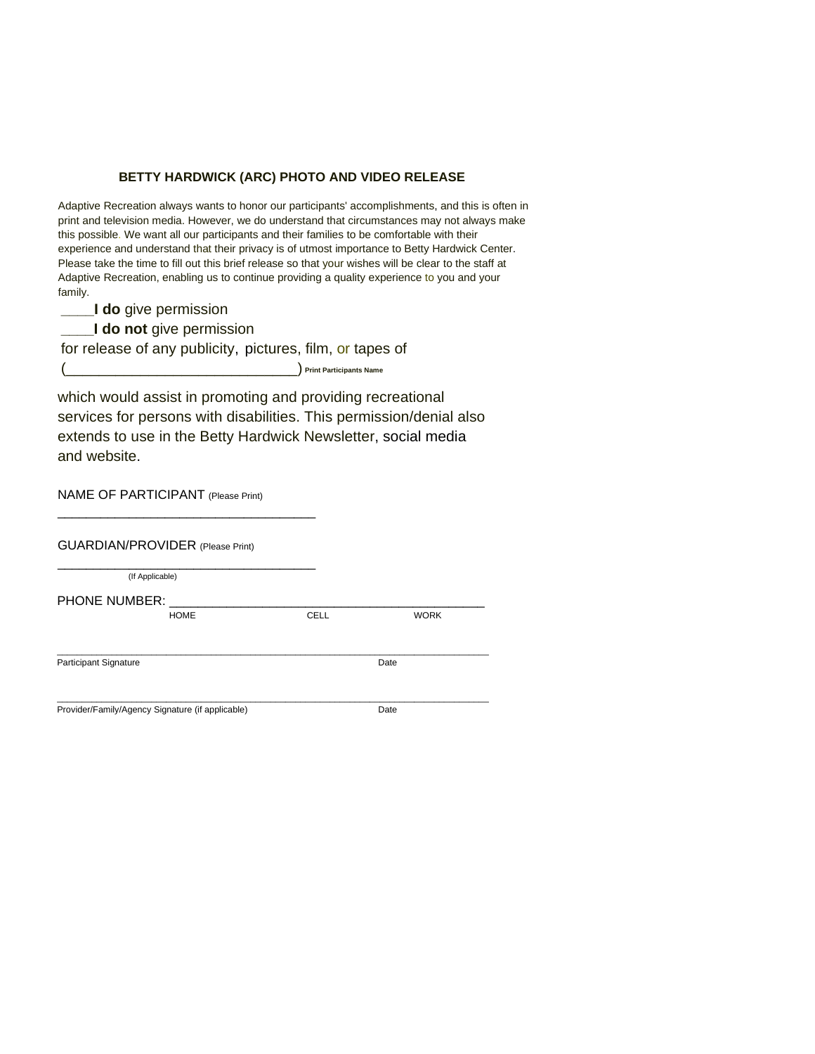## BETTY HARDWICK (ARC) PHOTO AND VIDEO RELEASE

Adaptive Recreation always wants to honor our participants' accomplishments, and this is often in print and television media. However, we do understand that circumstances may not always make this possible. We want all our participants and their families to be comfortable with their experience and understand that their privacy is of utmost importance to Betty Hardwick Center. Please take the time to fill out this brief release so that your wishes will be clear to the staff at Adaptive Recreation, enabling us to continue providing a quality experience to you and your family.

____**I do** give permission

____**I do not** give permission

for release of any publicity, pictures, film, or tapes of

(_____________________________) Print Participants Name

which would assist in promoting and providing recreational services for persons with disabilities. This permission/denial also extends to use in the Betty Hardwick Newsletter, social media and website.

NAME OF PARTICIPANT (Please Print)

___________________________________

GUARDIAN/PROVIDER (Please Print)

___________________________________
(If Applicable)

PHONE NUMBER: ___________________________________________
HOME CELL WORK

______________________________________________________________________
Participant Signature Date

______________________________________________________________________
Provider/Family/Agency Signature (if applicable) Date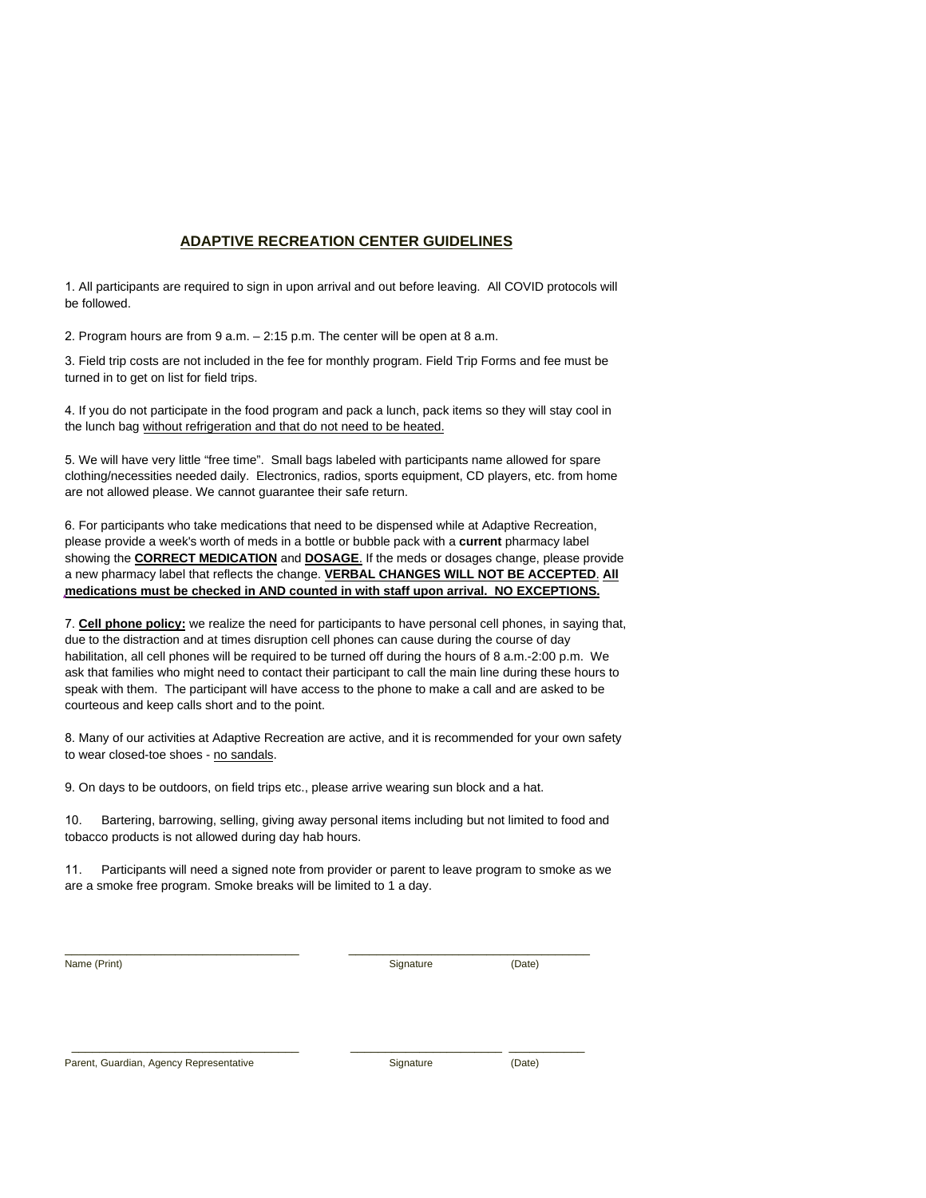## ADAPTIVE RECREATION CENTER GUIDELINES

1. All participants are required to sign in upon arrival and out before leaving. All COVID protocols will be followed.

2. Program hours are from 9 a.m. – 2:15 p.m. The center will be open at 8 a.m.

3. Field trip costs are not included in the fee for monthly program. Field Trip Forms and fee must be turned in to get on list for field trips.

4. If you do not participate in the food program and pack a lunch, pack items so they will stay cool in the lunch bag <u>without refrigeration and that do not need to be heated.</u>

5. We will have very little "free time". Small bags labeled with participants name allowed for spare clothing/necessities needed daily. Electronics, radios, sports equipment, CD players, etc. from home are not allowed please. We cannot guarantee their safe return.

6. For participants who take medications that need to be dispensed while at Adaptive Recreation, please provide a week's worth of meds in a bottle or bubble pack with a **current** pharmacy label showing the **<u>CORRECT MEDICATION</u>** and **<u>DOSAGE</u>**. If the meds or dosages change, please provide a new pharmacy label that reflects the change. **<u>VERBAL CHANGES WILL NOT BE ACCEPTED</u>**. **<u>All medications must be checked in AND counted in with staff upon arrival. NO EXCEPTIONS.</u>**

7. **<u>Cell phone policy:</u>** we realize the need for participants to have personal cell phones, in saying that, due to the distraction and at times disruption cell phones can cause during the course of day habilitation, all cell phones will be required to be turned off during the hours of 8 a.m.-2:00 p.m. We ask that families who might need to contact their participant to call the main line during these hours to speak with them. The participant will have access to the phone to make a call and are asked to be courteous and keep calls short and to the point.

8. Many of our activities at Adaptive Recreation are active, and it is recommended for your own safety to wear closed-toe shoes - <u>no sandals</u>.

9. On days to be outdoors, on field trips etc., please arrive wearing sun block and a hat.

10. Bartering, barrowing, selling, giving away personal items including but not limited to food and tobacco products is not allowed during day hab hours.

11. Participants will need a signed note from provider or parent to leave program to smoke as we are a smoke free program. Smoke breaks will be limited to 1 a day.

\_\_\_\_\_\_\_\_\_\_\_\_\_\_\_\_\_\_\_\_\_\_\_\_\_\_\_\_\_\_\_\_\_\_\_ \_\_\_\_\_\_\_\_\_\_\_\_\_\_\_\_\_\_\_\_\_\_\_\_\_\_\_\_\_\_\_\_\_\_\_\_

Name (Print) Signature (Date)

\_\_\_\_\_\_\_\_\_\_\_\_\_\_\_\_\_\_\_\_\_\_\_\_\_\_\_\_\_\_\_\_\_\_ \_\_\_\_\_\_\_\_\_\_\_\_\_\_\_\_\_\_\_\_\_\_ \_\_\_\_\_\_\_\_\_\_\_

Parent, Guardian, Agency Representative Signature (Date)